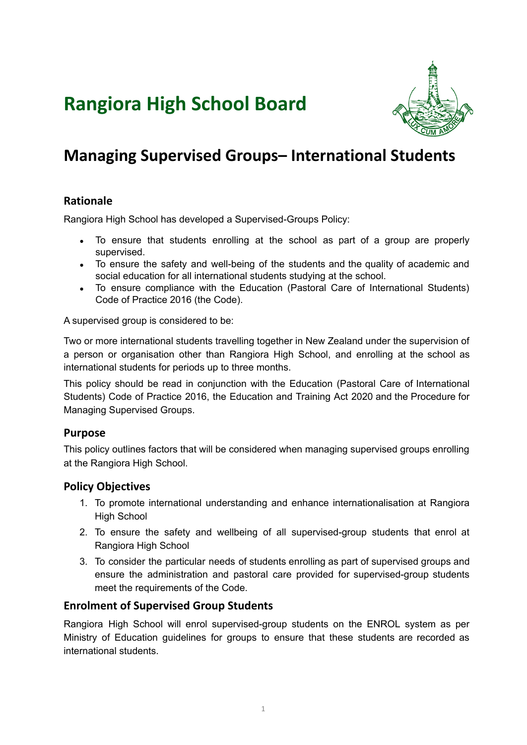# Rangiora High School Board

## Managing Supervised Groups– International Students

### Rationale

Rangiora High School has developed a Supervised-Groups Policy:

- To ensure that students enrolling at the school as part of a group are properly supervised.
- To ensure the safety and well-being of the students and the quality of academic and social education for all international students studying at the school.
- To ensure compliance with the Education (Pastoral Care of International Students) Code of Practice 2016 (the Code).

A supervised group is considered to be:

Two or more international students travelling together in New Zealand under the supervision of a person or organisation other than Rangiora High School, and enrolling at the school as international students for periods up to three months.

This policy should be read in conjunction with the Education (Pastoral Care of International Students) Code of Practice 2016, the Education and Training Act 2020 and the Procedure for Managing Supervised Groups.

### Purpose

This policy outlines factors that will be considered when managing supervised groups enrolling at the Rangiora High School.

### Policy Objectives

1. To promote international understanding and enhance internationalisation at Rangiora High School
2. To ensure the safety and wellbeing of all supervised-group students that enrol at Rangiora High School
3. To consider the particular needs of students enrolling as part of supervised groups and ensure the administration and pastoral care provided for supervised-group students meet the requirements of the Code.

### Enrolment of Supervised Group Students

Rangiora High School will enrol supervised-group students on the ENROL system as per Ministry of Education guidelines for groups to ensure that these students are recorded as international students.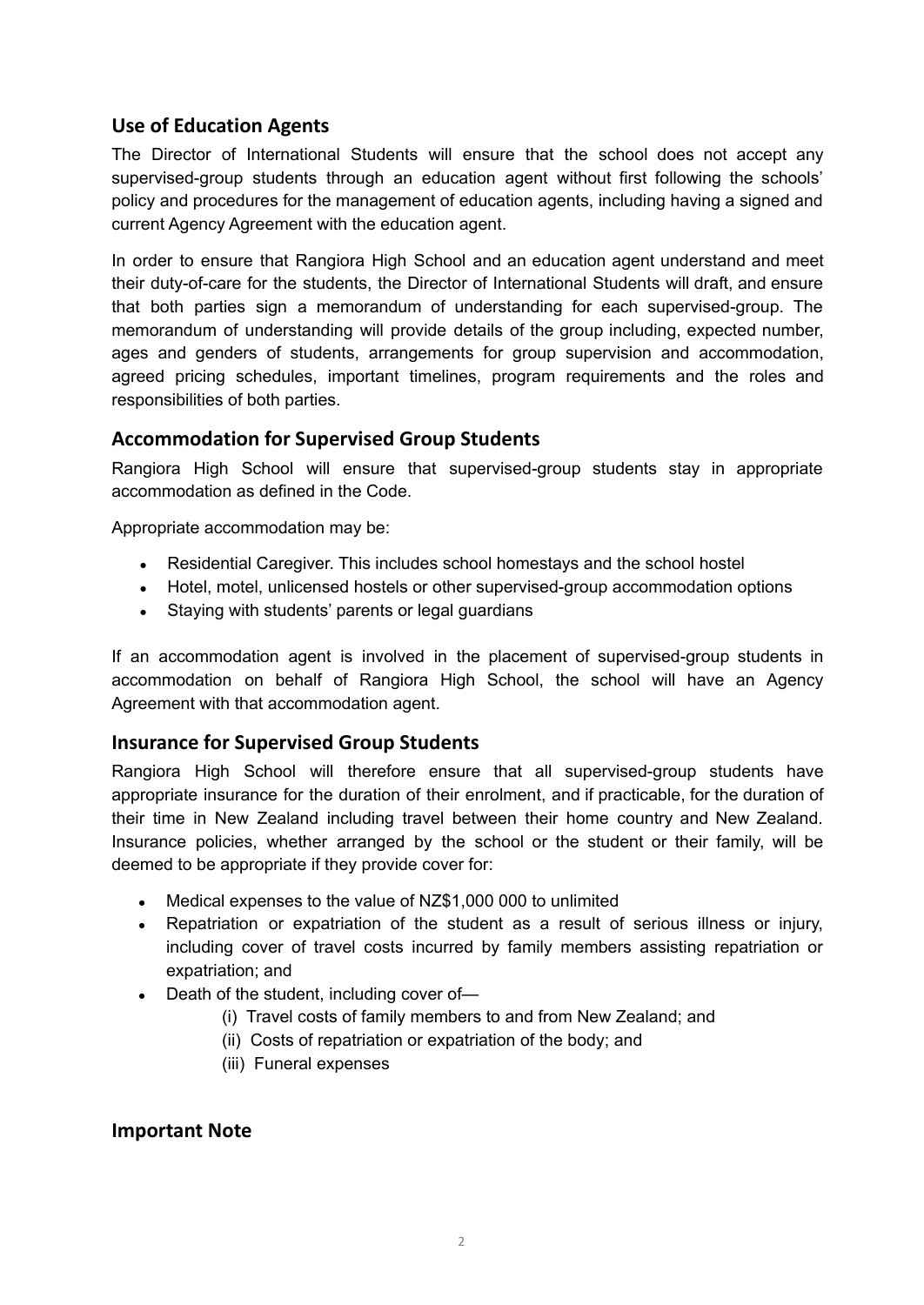## Use of Education Agents

The Director of International Students will ensure that the school does not accept any supervised-group students through an education agent without first following the schools' policy and procedures for the management of education agents, including having a signed and current Agency Agreement with the education agent.

In order to ensure that Rangiora High School and an education agent understand and meet their duty-of-care for the students, the Director of International Students will draft, and ensure that both parties sign a memorandum of understanding for each supervised-group. The memorandum of understanding will provide details of the group including, expected number, ages and genders of students, arrangements for group supervision and accommodation, agreed pricing schedules, important timelines, program requirements and the roles and responsibilities of both parties.

## Accommodation for Supervised Group Students

Rangiora High School will ensure that supervised-group students stay in appropriate accommodation as defined in the Code.

Appropriate accommodation may be:

- Residential Caregiver. This includes school homestays and the school hostel
- Hotel, motel, unlicensed hostels or other supervised-group accommodation options
- Staying with students' parents or legal guardians

If an accommodation agent is involved in the placement of supervised-group students in accommodation on behalf of Rangiora High School, the school will have an Agency Agreement with that accommodation agent.

## Insurance for Supervised Group Students

Rangiora High School will therefore ensure that all supervised-group students have appropriate insurance for the duration of their enrolment, and if practicable, for the duration of their time in New Zealand including travel between their home country and New Zealand. Insurance policies, whether arranged by the school or the student or their family, will be deemed to be appropriate if they provide cover for:

- Medical expenses to the value of NZ$1,000 000 to unlimited
- Repatriation or expatriation of the student as a result of serious illness or injury, including cover of travel costs incurred by family members assisting repatriation or expatriation; and
- Death of the student, including cover of—
  - (i) Travel costs of family members to and from New Zealand; and
  - (ii) Costs of repatriation or expatriation of the body; and
  - (iii) Funeral expenses

## Important Note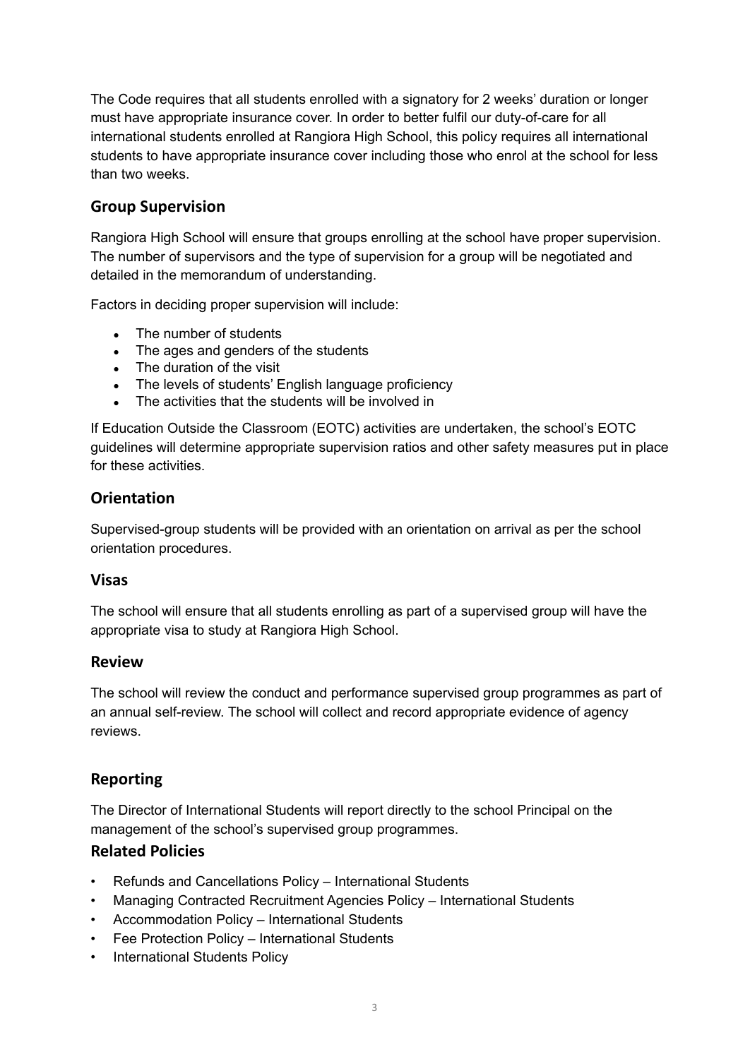The Code requires that all students enrolled with a signatory for 2 weeks' duration or longer must have appropriate insurance cover. In order to better fulfil our duty-of-care for all international students enrolled at Rangiora High School, this policy requires all international students to have appropriate insurance cover including those who enrol at the school for less than two weeks.

## Group Supervision

Rangiora High School will ensure that groups enrolling at the school have proper supervision. The number of supervisors and the type of supervision for a group will be negotiated and detailed in the memorandum of understanding.

Factors in deciding proper supervision will include:

- The number of students
- The ages and genders of the students
- The duration of the visit
- The levels of students' English language proficiency
- The activities that the students will be involved in

If Education Outside the Classroom (EOTC) activities are undertaken, the school's EOTC guidelines will determine appropriate supervision ratios and other safety measures put in place for these activities.

## Orientation

Supervised-group students will be provided with an orientation on arrival as per the school orientation procedures.

## Visas

The school will ensure that all students enrolling as part of a supervised group will have the appropriate visa to study at Rangiora High School.

## Review

The school will review the conduct and performance supervised group programmes as part of an annual self-review. The school will collect and record appropriate evidence of agency reviews.

## Reporting

The Director of International Students will report directly to the school Principal on the management of the school's supervised group programmes.

## Related Policies

- Refunds and Cancellations Policy – International Students
- Managing Contracted Recruitment Agencies Policy – International Students
- Accommodation Policy – International Students
- Fee Protection Policy – International Students
- International Students Policy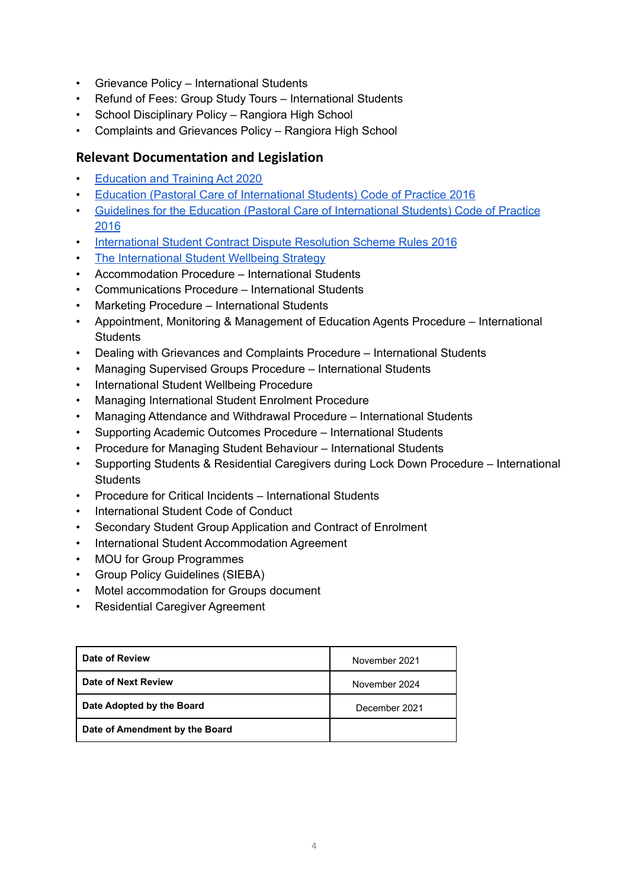- Grievance Policy – International Students
- Refund of Fees: Group Study Tours – International Students
- School Disciplinary Policy – Rangiora High School
- Complaints and Grievances Policy – Rangiora High School

## Relevant Documentation and Legislation

- Education and Training Act 2020
- Education (Pastoral Care of International Students) Code of Practice 2016
- Guidelines for the Education (Pastoral Care of International Students) Code of Practice 2016
- International Student Contract Dispute Resolution Scheme Rules 2016
- The International Student Wellbeing Strategy
- Accommodation Procedure – International Students
- Communications Procedure – International Students
- Marketing Procedure – International Students
- Appointment, Monitoring & Management of Education Agents Procedure – International Students
- Dealing with Grievances and Complaints Procedure – International Students
- Managing Supervised Groups Procedure – International Students
- International Student Wellbeing Procedure
- Managing International Student Enrolment Procedure
- Managing Attendance and Withdrawal Procedure – International Students
- Supporting Academic Outcomes Procedure – International Students
- Procedure for Managing Student Behaviour – International Students
- Supporting Students & Residential Caregivers during Lock Down Procedure – International Students
- Procedure for Critical Incidents – International Students
- International Student Code of Conduct
- Secondary Student Group Application and Contract of Enrolment
- International Student Accommodation Agreement
- MOU for Group Programmes
- Group Policy Guidelines (SIEBA)
- Motel accommodation for Groups document
- Residential Caregiver Agreement

| | |
|---|---|
| **Date of Review** | November 2021 |
| **Date of Next Review** | November 2024 |
| **Date Adopted by the Board** | December 2021 |
| **Date of Amendment by the Board** | |